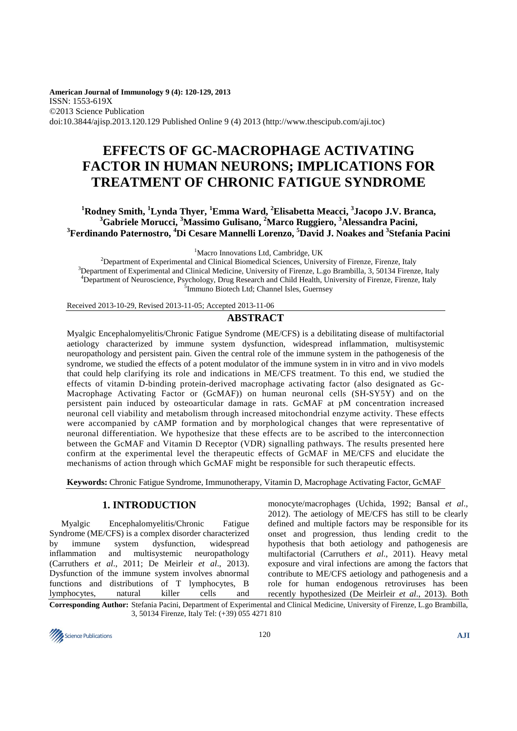**American Journal of Immunology 9 (4): 120-129, 2013**
ISSN: 1553-619X
©2013 Science Publication
doi:10.3844/ajisp.2013.120.129 Published Online 9 (4) 2013 (http://www.thescipub.com/aji.toc)

# EFFECTS OF GC-MACROPHAGE ACTIVATING FACTOR IN HUMAN NEURONS; IMPLICATIONS FOR TREATMENT OF CHRONIC FATIGUE SYNDROME

**[1]Rodney Smith, [1]Lynda Thyer, [1]Emma Ward, [2]Elisabetta Meacci, [3]Jacopo J.V. Branca, [3]Gabriele Morucci, [3]Massimo Gulisano, [2]Marco Ruggiero, [3]Alessandra Pacini, [3]Ferdinando Paternostro, [4]Di Cesare Mannelli Lorenzo, [5]David J. Noakes and [3]Stefania Pacini**

[1]Macro Innovations Ltd, Cambridge, UK
[2]Department of Experimental and Clinical Biomedical Sciences, University of Firenze, Firenze, Italy
[3]Department of Experimental and Clinical Medicine, University of Firenze, L.go Brambilla, 3, 50134 Firenze, Italy
[4]Department of Neuroscience, Psychology, Drug Research and Child Health, University of Firenze, Firenze, Italy
[5]Immuno Biotech Ltd; Channel Isles, Guernsey

Received 2013-10-29, Revised 2013-11-05; Accepted 2013-11-06

## ABSTRACT

Myalgic Encephalomyelitis/Chronic Fatigue Syndrome (ME/CFS) is a debilitating disease of multifactorial aetiology characterized by immune system dysfunction, widespread inflammation, multisystemic neuropathology and persistent pain. Given the central role of the immune system in the pathogenesis of the syndrome, we studied the effects of a potent modulator of the immune system in in vitro and in vivo models that could help clarifying its role and indications in ME/CFS treatment. To this end, we studied the effects of vitamin D-binding protein-derived macrophage activating factor (also designated as Gc-Macrophage Activating Factor or (GcMAF)) on human neuronal cells (SH-SY5Y) and on the persistent pain induced by osteoarticular damage in rats. GcMAF at pM concentration increased neuronal cell viability and metabolism through increased mitochondrial enzyme activity. These effects were accompanied by cAMP formation and by morphological changes that were representative of neuronal differentiation. We hypothesize that these effects are to be ascribed to the interconnection between the GcMAF and Vitamin D Receptor (VDR) signalling pathways. The results presented here confirm at the experimental level the therapeutic effects of GcMAF in ME/CFS and elucidate the mechanisms of action through which GcMAF might be responsible for such therapeutic effects.

**Keywords:** Chronic Fatigue Syndrome, Immunotherapy, Vitamin D, Macrophage Activating Factor, GcMAF

## 1. INTRODUCTION

Myalgic Encephalomyelitis/Chronic Fatigue Syndrome (ME/CFS) is a complex disorder characterized by immune system dysfunction, widespread inflammation and multisystemic neuropathology (Carruthers *et al*., 2011; De Meirleir *et al*., 2013). Dysfunction of the immune system involves abnormal functions and distributions of T lymphocytes, B lymphocytes, natural killer cells and monocyte/macrophages (Uchida, 1992; Bansal *et al*., 2012). The aetiology of ME/CFS has still to be clearly defined and multiple factors may be responsible for its onset and progression, thus lending credit to the hypothesis that both aetiology and pathogenesis are multifactorial (Carruthers *et al*., 2011). Heavy metal exposure and viral infections are among the factors that contribute to ME/CFS aetiology and pathogenesis and a role for human endogenous retroviruses has been recently hypothesized (De Meirleir *et al*., 2013). Both

**Corresponding Author:** Stefania Pacini, Department of Experimental and Clinical Medicine, University of Firenze, L.go Brambilla, 3, 50134 Firenze, Italy Tel: (+39) 055 4271 810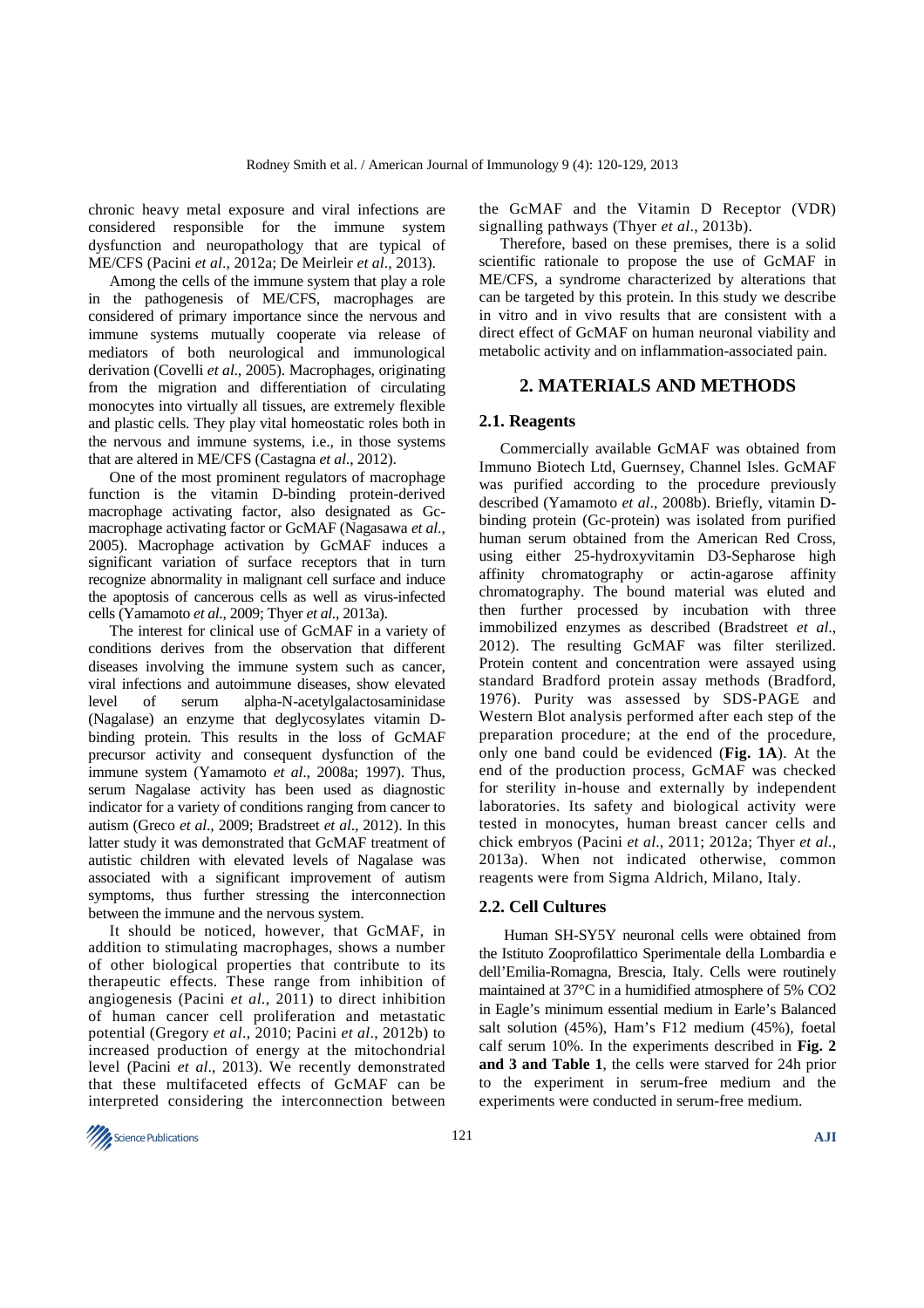chronic heavy metal exposure and viral infections are considered responsible for the immune system dysfunction and neuropathology that are typical of ME/CFS (Pacini *et al*., 2012a; De Meirleir *et al*., 2013).

Among the cells of the immune system that play a role in the pathogenesis of ME/CFS, macrophages are considered of primary importance since the nervous and immune systems mutually cooperate via release of mediators of both neurological and immunological derivation (Covelli *et al*., 2005). Macrophages, originating from the migration and differentiation of circulating monocytes into virtually all tissues, are extremely flexible and plastic cells. They play vital homeostatic roles both in the nervous and immune systems, i.e., in those systems that are altered in ME/CFS (Castagna *et al*., 2012).

One of the most prominent regulators of macrophage function is the vitamin D-binding protein-derived macrophage activating factor, also designated as Gc-macrophage activating factor or GcMAF (Nagasawa *et al*., 2005). Macrophage activation by GcMAF induces a significant variation of surface receptors that in turn recognize abnormality in malignant cell surface and induce the apoptosis of cancerous cells as well as virus-infected cells (Yamamoto *et al*., 2009; Thyer *et al*., 2013a).

The interest for clinical use of GcMAF in a variety of conditions derives from the observation that different diseases involving the immune system such as cancer, viral infections and autoimmune diseases, show elevated level of serum alpha-N-acetylgalactosaminidase (Nagalase) an enzyme that deglycosylates vitamin D-binding protein. This results in the loss of GcMAF precursor activity and consequent dysfunction of the immune system (Yamamoto *et al*., 2008a; 1997). Thus, serum Nagalase activity has been used as diagnostic indicator for a variety of conditions ranging from cancer to autism (Greco *et al*., 2009; Bradstreet *et al*., 2012). In this latter study it was demonstrated that GcMAF treatment of autistic children with elevated levels of Nagalase was associated with a significant improvement of autism symptoms, thus further stressing the interconnection between the immune and the nervous system.

It should be noticed, however, that GcMAF, in addition to stimulating macrophages, shows a number of other biological properties that contribute to its therapeutic effects. These range from inhibition of angiogenesis (Pacini *et al*., 2011) to direct inhibition of human cancer cell proliferation and metastatic potential (Gregory *et al*., 2010; Pacini *et al*., 2012b) to increased production of energy at the mitochondrial level (Pacini *et al*., 2013). We recently demonstrated that these multifaceted effects of GcMAF can be interpreted considering the interconnection between the GcMAF and the Vitamin D Receptor (VDR) signalling pathways (Thyer *et al*., 2013b).

Therefore, based on these premises, there is a solid scientific rationale to propose the use of GcMAF in ME/CFS, a syndrome characterized by alterations that can be targeted by this protein. In this study we describe in vitro and in vivo results that are consistent with a direct effect of GcMAF on human neuronal viability and metabolic activity and on inflammation-associated pain.

## 2. MATERIALS AND METHODS

### 2.1. Reagents

Commercially available GcMAF was obtained from Immuno Biotech Ltd, Guernsey, Channel Isles. GcMAF was purified according to the procedure previously described (Yamamoto *et al*., 2008b). Briefly, vitamin D-binding protein (Gc-protein) was isolated from purified human serum obtained from the American Red Cross, using either 25-hydroxyvitamin D3-Sepharose high affinity chromatography or actin-agarose affinity chromatography. The bound material was eluted and then further processed by incubation with three immobilized enzymes as described (Bradstreet *et al*., 2012). The resulting GcMAF was filter sterilized. Protein content and concentration were assayed using standard Bradford protein assay methods (Bradford, 1976). Purity was assessed by SDS-PAGE and Western Blot analysis performed after each step of the preparation procedure; at the end of the procedure, only one band could be evidenced (**Fig. 1A**). At the end of the production process, GcMAF was checked for sterility in-house and externally by independent laboratories. Its safety and biological activity were tested in monocytes, human breast cancer cells and chick embryos (Pacini *et al*., 2011; 2012a; Thyer *et al*., 2013a). When not indicated otherwise, common reagents were from Sigma Aldrich, Milano, Italy.

### 2.2. Cell Cultures

Human SH-SY5Y neuronal cells were obtained from the Istituto Zooprofilattico Sperimentale della Lombardia e dell'Emilia-Romagna, Brescia, Italy. Cells were routinely maintained at 37°C in a humidified atmosphere of 5% $CO_2$ in Eagle's minimum essential medium in Earle's Balanced salt solution (45%), Ham's F12 medium (45%), foetal calf serum 10%. In the experiments described in **Fig. 2 and 3 and Table 1**, the cells were starved for 24h prior to the experiment in serum-free medium and the experiments were conducted in serum-free medium.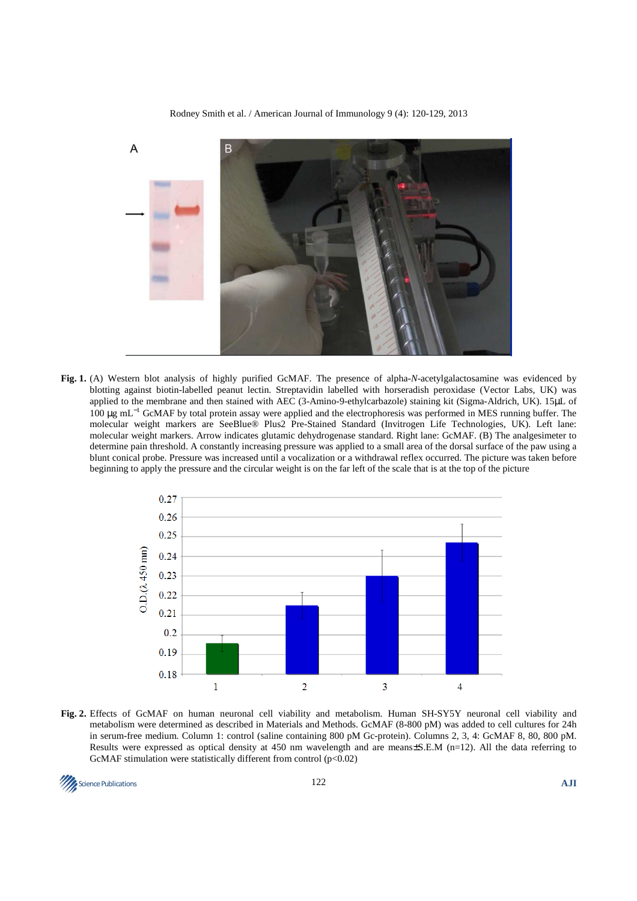**Fig. 1.** (A) Western blot analysis of highly purified GcMAF. The presence of alpha-*N*-acetylgalactosamine was evidenced by blotting against biotin-labelled peanut lectin. Streptavidin labelled with horseradish peroxidase (Vector Labs, UK) was applied to the membrane and then stained with AEC (3-Amino-9-ethylcarbazole) staining kit (Sigma-Aldrich, UK). 15μL of 100 μg $mL^{-1}$ GcMAF by total protein assay were applied and the electrophoresis was performed in MES running buffer. The molecular weight markers are SeeBlue® Plus2 Pre-Stained Standard (Invitrogen Life Technologies, UK). Left lane: molecular weight markers. Arrow indicates glutamic dehydrogenase standard. Right lane: GcMAF. (B) The analgesimeter to determine pain threshold. A constantly increasing pressure was applied to a small area of the dorsal surface of the paw using a blunt conical probe. Pressure was increased until a vocalization or a withdrawal reflex occurred. The picture was taken before beginning to apply the pressure and the circular weight is on the far left of the scale that is at the top of the picture

**Fig. 2.** Effects of GcMAF on human neuronal cell viability and metabolism. Human SH-SY5Y neuronal cell viability and metabolism were determined as described in Materials and Methods. GcMAF (8-800 pM) was added to cell cultures for 24h in serum-free medium. Column 1: control (saline containing 800 pM Gc-protein). Columns 2, 3, 4: GcMAF 8, 80, 800 pM. Results were expressed as optical density at 450 nm wavelength and are means±S.E.M (n=12). All the data referring to GcMAF stimulation were statistically different from control ($p<0.02$)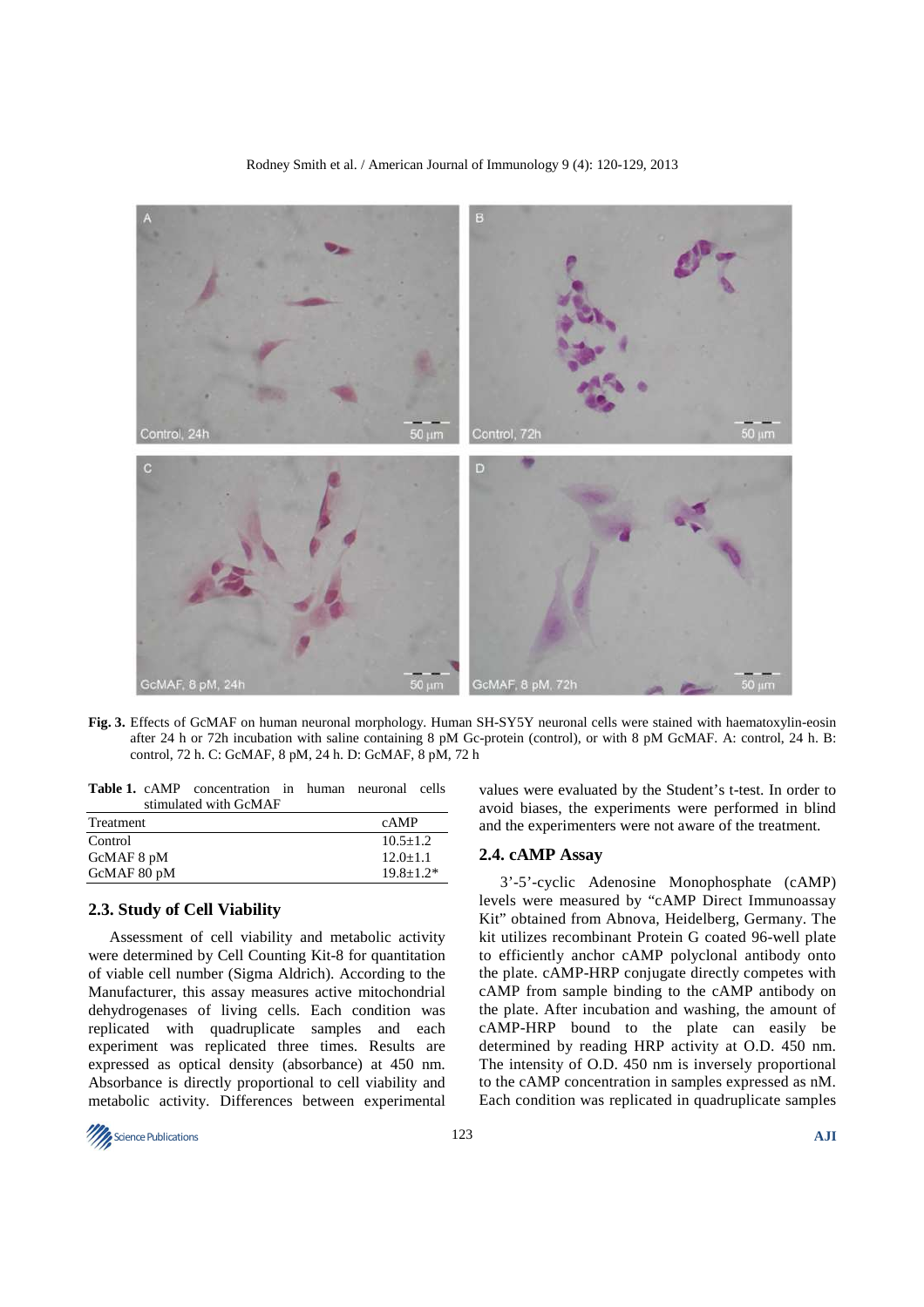Fig. 3. Effects of GcMAF on human neuronal morphology. Human SH-SY5Y neuronal cells were stained with haematoxylin-eosin after 24 h or 72h incubation with saline containing 8 pM Gc-protein (control), or with 8 pM GcMAF. A: control, 24 h. B: control, 72 h. C: GcMAF, 8 pM, 24 h. D: GcMAF, 8 pM, 72 h

**Table 1.** cAMP concentration in human neuronal cells stimulated with GcMAF

| Treatment | cAMP |
| --- | --- |
| Control | 10.5±1.2 |
| GcMAF 8 pM | 12.0±1.1 |
| GcMAF 80 pM | 19.8±1.2* |

### 2.3. Study of Cell Viability

Assessment of cell viability and metabolic activity were determined by Cell Counting Kit-8 for quantitation of viable cell number (Sigma Aldrich). According to the Manufacturer, this assay measures active mitochondrial dehydrogenases of living cells. Each condition was replicated with quadruplicate samples and each experiment was replicated three times. Results are expressed as optical density (absorbance) at 450 nm. Absorbance is directly proportional to cell viability and metabolic activity. Differences between experimental values were evaluated by the Student's t-test. In order to avoid biases, the experiments were performed in blind and the experimenters were not aware of the treatment.

### 2.4. cAMP Assay

3'-5'-cyclic Adenosine Monophosphate (cAMP) levels were measured by "cAMP Direct Immunoassay Kit" obtained from Abnova, Heidelberg, Germany. The kit utilizes recombinant Protein G coated 96-well plate to efficiently anchor cAMP polyclonal antibody onto the plate. cAMP-HRP conjugate directly competes with cAMP from sample binding to the cAMP antibody on the plate. After incubation and washing, the amount of cAMP-HRP bound to the plate can easily be determined by reading HRP activity at O.D. 450 nm. The intensity of O.D. 450 nm is inversely proportional to the cAMP concentration in samples expressed as nM. Each condition was replicated in quadruplicate samples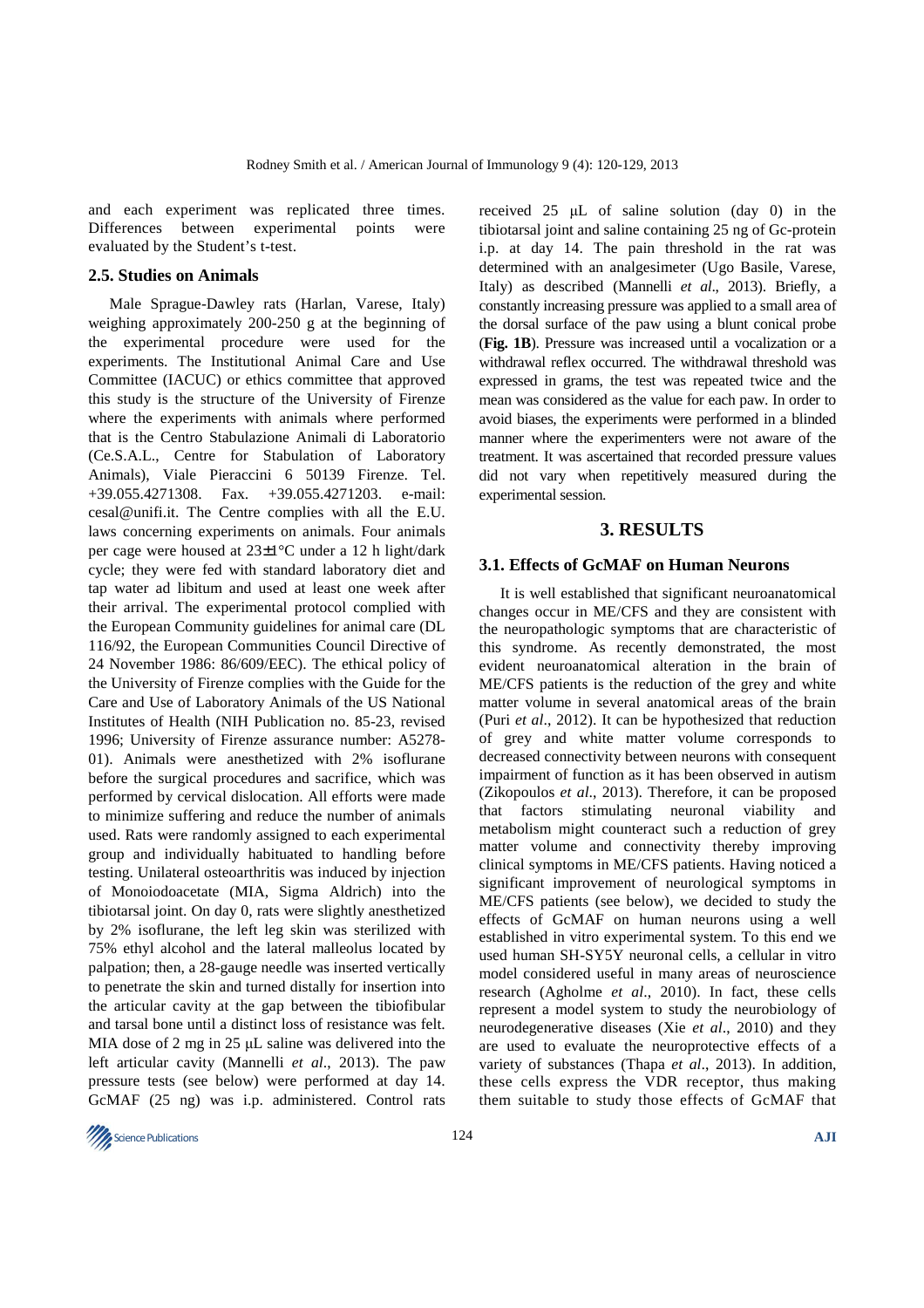and each experiment was replicated three times. Differences between experimental points were evaluated by the Student's t-test.

### 2.5. Studies on Animals

Male Sprague-Dawley rats (Harlan, Varese, Italy) weighing approximately 200-250 g at the beginning of the experimental procedure were used for the experiments. The Institutional Animal Care and Use Committee (IACUC) or ethics committee that approved this study is the structure of the University of Firenze where the experiments with animals where performed that is the Centro Stabulazione Animali di Laboratorio (Ce.S.A.L., Centre for Stabulation of Laboratory Animals), Viale Pieraccini 6 50139 Firenze. Tel. +39.055.4271308. Fax. +39.055.4271203. e-mail: cesal@unifi.it. The Centre complies with all the E.U. laws concerning experiments on animals. Four animals per cage were housed at 23±1°C under a 12 h light/dark cycle; they were fed with standard laboratory diet and tap water ad libitum and used at least one week after their arrival. The experimental protocol complied with the European Community guidelines for animal care (DL 116/92, the European Communities Council Directive of 24 November 1986: 86/609/EEC). The ethical policy of the University of Firenze complies with the Guide for the Care and Use of Laboratory Animals of the US National Institutes of Health (NIH Publication no. 85-23, revised 1996; University of Firenze assurance number: A5278-01). Animals were anesthetized with 2% isoflurane before the surgical procedures and sacrifice, which was performed by cervical dislocation. All efforts were made to minimize suffering and reduce the number of animals used. Rats were randomly assigned to each experimental group and individually habituated to handling before testing. Unilateral osteoarthritis was induced by injection of Monoiodoacetate (MIA, Sigma Aldrich) into the tibiotarsal joint. On day 0, rats were slightly anesthetized by 2% isoflurane, the left leg skin was sterilized with 75% ethyl alcohol and the lateral malleolus located by palpation; then, a 28-gauge needle was inserted vertically to penetrate the skin and turned distally for insertion into the articular cavity at the gap between the tibiofibular and tarsal bone until a distinct loss of resistance was felt. MIA dose of 2 mg in 25 μL saline was delivered into the left articular cavity (Mannelli *et al*., 2013). The paw pressure tests (see below) were performed at day 14. GcMAF (25 ng) was i.p. administered. Control rats received 25 μL of saline solution (day 0) in the tibiotarsal joint and saline containing 25 ng of Gc-protein i.p. at day 14. The pain threshold in the rat was determined with an analgesimeter (Ugo Basile, Varese, Italy) as described (Mannelli *et al*., 2013). Briefly, a constantly increasing pressure was applied to a small area of the dorsal surface of the paw using a blunt conical probe (**Fig. 1B**). Pressure was increased until a vocalization or a withdrawal reflex occurred. The withdrawal threshold was expressed in grams, the test was repeated twice and the mean was considered as the value for each paw. In order to avoid biases, the experiments were performed in a blinded manner where the experimenters were not aware of the treatment. It was ascertained that recorded pressure values did not vary when repetitively measured during the experimental session.

## 3. RESULTS

### 3.1. Effects of GcMAF on Human Neurons

It is well established that significant neuroanatomical changes occur in ME/CFS and they are consistent with the neuropathologic symptoms that are characteristic of this syndrome. As recently demonstrated, the most evident neuroanatomical alteration in the brain of ME/CFS patients is the reduction of the grey and white matter volume in several anatomical areas of the brain (Puri *et al*., 2012). It can be hypothesized that reduction of grey and white matter volume corresponds to decreased connectivity between neurons with consequent impairment of function as it has been observed in autism (Zikopoulos *et al*., 2013). Therefore, it can be proposed that factors stimulating neuronal viability and metabolism might counteract such a reduction of grey matter volume and connectivity thereby improving clinical symptoms in ME/CFS patients. Having noticed a significant improvement of neurological symptoms in ME/CFS patients (see below), we decided to study the effects of GcMAF on human neurons using a well established in vitro experimental system. To this end we used human SH-SY5Y neuronal cells, a cellular in vitro model considered useful in many areas of neuroscience research (Agholme *et al*., 2010). In fact, these cells represent a model system to study the neurobiology of neurodegenerative diseases (Xie *et al*., 2010) and they are used to evaluate the neuroprotective effects of a variety of substances (Thapa *et al*., 2013). In addition, these cells express the VDR receptor, thus making them suitable to study those effects of GcMAF that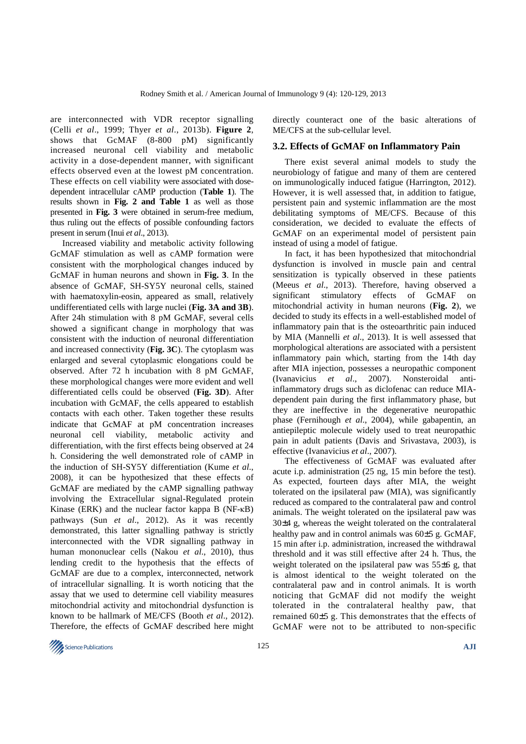are interconnected with VDR receptor signalling (Celli *et al*., 1999; Thyer *et al*., 2013b). **Figure 2**, shows that GcMAF (8-800 pM) significantly increased neuronal cell viability and metabolic activity in a dose-dependent manner, with significant effects observed even at the lowest pM concentration. These effects on cell viability were associated with dose-dependent intracellular cAMP production (**Table 1**). The results shown in **Fig. 2 and Table 1** as well as those presented in **Fig. 3** were obtained in serum-free medium, thus ruling out the effects of possible confounding factors present in serum (Inui *et al*., 2013).

Increased viability and metabolic activity following GcMAF stimulation as well as cAMP formation were consistent with the morphological changes induced by GcMAF in human neurons and shown in **Fig. 3**. In the absence of GcMAF, SH-SY5Y neuronal cells, stained with haematoxylin-eosin, appeared as small, relatively undifferentiated cells with large nuclei (**Fig. 3A and 3B**). After 24h stimulation with 8 pM GcMAF, several cells showed a significant change in morphology that was consistent with the induction of neuronal differentiation and increased connectivity (**Fig. 3C**). The cytoplasm was enlarged and several cytoplasmic elongations could be observed. After 72 h incubation with 8 pM GcMAF, these morphological changes were more evident and well differentiated cells could be observed (**Fig. 3D**). After incubation with GcMAF, the cells appeared to establish contacts with each other. Taken together these results indicate that GcMAF at pM concentration increases neuronal cell viability, metabolic activity and differentiation, with the first effects being observed at 24 h. Considering the well demonstrated role of cAMP in the induction of SH-SY5Y differentiation (Kume *et al*., 2008), it can be hypothesized that these effects of GcMAF are mediated by the cAMP signalling pathway involving the Extracellular signal-Regulated protein Kinase (ERK) and the nuclear factor kappa B (NF-κB) pathways (Sun *et al*., 2012). As it was recently demonstrated, this latter signalling pathway is strictly interconnected with the VDR signalling pathway in human mononuclear cells (Nakou *et al*., 2010), thus lending credit to the hypothesis that the effects of GcMAF are due to a complex, interconnected, network of intracellular signalling. It is worth noticing that the assay that we used to determine cell viability measures mitochondrial activity and mitochondrial dysfunction is known to be hallmark of ME/CFS (Booth *et al*., 2012). Therefore, the effects of GcMAF described here might directly counteract one of the basic alterations of ME/CFS at the sub-cellular level.

### 3.2. Effects of GcMAF on Inflammatory Pain

There exist several animal models to study the neurobiology of fatigue and many of them are centered on immunologically induced fatigue (Harrington, 2012). However, it is well assessed that, in addition to fatigue, persistent pain and systemic inflammation are the most debilitating symptoms of ME/CFS. Because of this consideration, we decided to evaluate the effects of GcMAF on an experimental model of persistent pain instead of using a model of fatigue.

In fact, it has been hypothesized that mitochondrial dysfunction is involved in muscle pain and central sensitization is typically observed in these patients (Meeus *et al*., 2013). Therefore, having observed a significant stimulatory effects of GcMAF on mitochondrial activity in human neurons (**Fig. 2**), we decided to study its effects in a well-established model of inflammatory pain that is the osteoarthritic pain induced by MIA (Mannelli *et al*., 2013). It is well assessed that morphological alterations are associated with a persistent inflammatory pain which, starting from the 14th day after MIA injection, possesses a neuropathic component (Ivanavicius *et al*., 2007). Nonsteroidal anti-inflammatory drugs such as diclofenac can reduce MIA-dependent pain during the first inflammatory phase, but they are ineffective in the degenerative neuropathic phase (Fernihough *et al*., 2004), while gabapentin, an antiepileptic molecule widely used to treat neuropathic pain in adult patients (Davis and Srivastava, 2003), is effective (Ivanavicius *et al*., 2007).

The effectiveness of GcMAF was evaluated after acute i.p. administration (25 ng, 15 min before the test). As expected, fourteen days after MIA, the weight tolerated on the ipsilateral paw (MIA), was significantly reduced as compared to the contralateral paw and control animals. The weight tolerated on the ipsilateral paw was 30±4 g, whereas the weight tolerated on the contralateral healthy paw and in control animals was 60±5 g. GcMAF, 15 min after i.p. administration, increased the withdrawal threshold and it was still effective after 24 h. Thus, the weight tolerated on the ipsilateral paw was 55±6 g, that is almost identical to the weight tolerated on the contralateral paw and in control animals. It is worth noticing that GcMAF did not modify the weight tolerated in the contralateral healthy paw, that remained 60±5 g. This demonstrates that the effects of GcMAF were not to be attributed to non-specific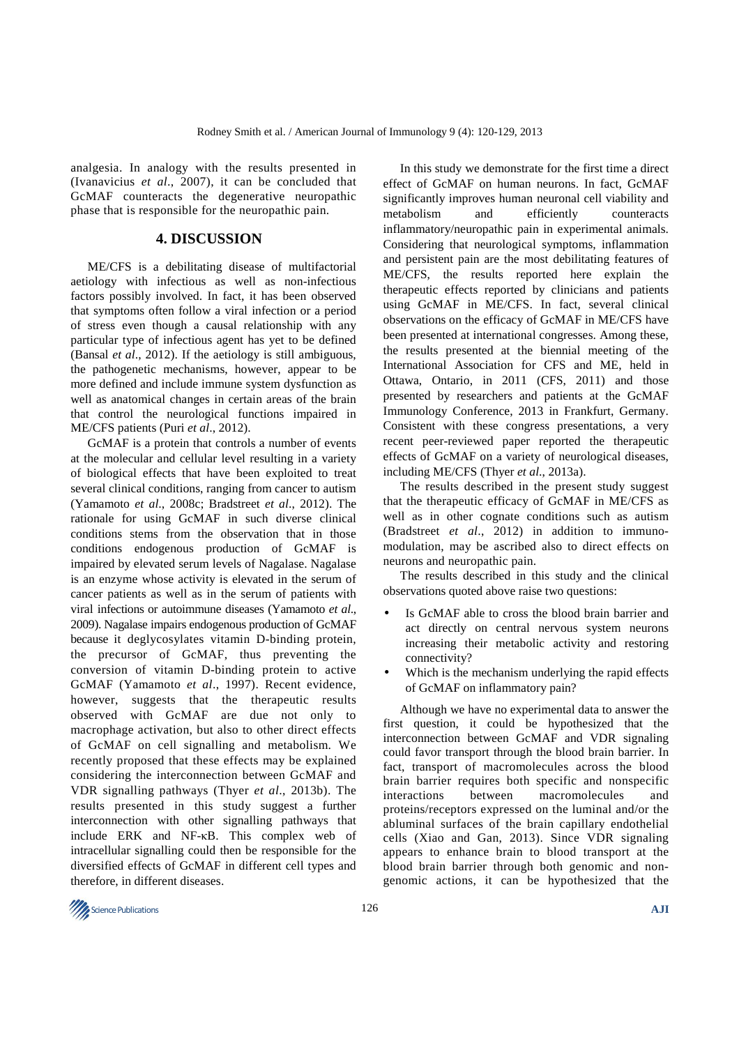analgesia. In analogy with the results presented in (Ivanavicius *et al*., 2007), it can be concluded that GcMAF counteracts the degenerative neuropathic phase that is responsible for the neuropathic pain.

## 4. DISCUSSION

ME/CFS is a debilitating disease of multifactorial aetiology with infectious as well as non-infectious factors possibly involved. In fact, it has been observed that symptoms often follow a viral infection or a period of stress even though a causal relationship with any particular type of infectious agent has yet to be defined (Bansal *et al*., 2012). If the aetiology is still ambiguous, the pathogenetic mechanisms, however, appear to be more defined and include immune system dysfunction as well as anatomical changes in certain areas of the brain that control the neurological functions impaired in ME/CFS patients (Puri *et al*., 2012).

GcMAF is a protein that controls a number of events at the molecular and cellular level resulting in a variety of biological effects that have been exploited to treat several clinical conditions, ranging from cancer to autism (Yamamoto *et al*., 2008c; Bradstreet *et al*., 2012). The rationale for using GcMAF in such diverse clinical conditions stems from the observation that in those conditions endogenous production of GcMAF is impaired by elevated serum levels of Nagalase. Nagalase is an enzyme whose activity is elevated in the serum of cancer patients as well as in the serum of patients with viral infections or autoimmune diseases (Yamamoto *et al*., 2009). Nagalase impairs endogenous production of GcMAF because it deglycosylates vitamin D-binding protein, the precursor of GcMAF, thus preventing the conversion of vitamin D-binding protein to active GcMAF (Yamamoto *et al*., 1997). Recent evidence, however, suggests that the therapeutic results observed with GcMAF are due not only to macrophage activation, but also to other direct effects of GcMAF on cell signalling and metabolism. We recently proposed that these effects may be explained considering the interconnection between GcMAF and VDR signalling pathways (Thyer *et al*., 2013b). The results presented in this study suggest a further interconnection with other signalling pathways that include ERK and NF-κB. This complex web of intracellular signalling could then be responsible for the diversified effects of GcMAF in different cell types and therefore, in different diseases.

In this study we demonstrate for the first time a direct effect of GcMAF on human neurons. In fact, GcMAF significantly improves human neuronal cell viability and metabolism and efficiently counteracts inflammatory/neuropathic pain in experimental animals. Considering that neurological symptoms, inflammation and persistent pain are the most debilitating features of ME/CFS, the results reported here explain the therapeutic effects reported by clinicians and patients using GcMAF in ME/CFS. In fact, several clinical observations on the efficacy of GcMAF in ME/CFS have been presented at international congresses. Among these, the results presented at the biennial meeting of the International Association for CFS and ME, held in Ottawa, Ontario, in 2011 (CFS, 2011) and those presented by researchers and patients at the GcMAF Immunology Conference, 2013 in Frankfurt, Germany. Consistent with these congress presentations, a very recent peer-reviewed paper reported the therapeutic effects of GcMAF on a variety of neurological diseases, including ME/CFS (Thyer *et al*., 2013a).

The results described in the present study suggest that the therapeutic efficacy of GcMAF in ME/CFS as well as in other cognate conditions such as autism (Bradstreet *et al*., 2012) in addition to immunomodulation, may be ascribed also to direct effects on neurons and neuropathic pain.

The results described in this study and the clinical observations quoted above raise two questions:

- Is GcMAF able to cross the blood brain barrier and act directly on central nervous system neurons increasing their metabolic activity and restoring connectivity?
- Which is the mechanism underlying the rapid effects of GcMAF on inflammatory pain?

Although we have no experimental data to answer the first question, it could be hypothesized that the interconnection between GcMAF and VDR signaling could favor transport through the blood brain barrier. In fact, transport of macromolecules across the blood brain barrier requires both specific and nonspecific interactions between macromolecules and proteins/receptors expressed on the luminal and/or the abluminal surfaces of the brain capillary endothelial cells (Xiao and Gan, 2013). Since VDR signaling appears to enhance brain to blood transport at the blood brain barrier through both genomic and non-genomic actions, it can be hypothesized that the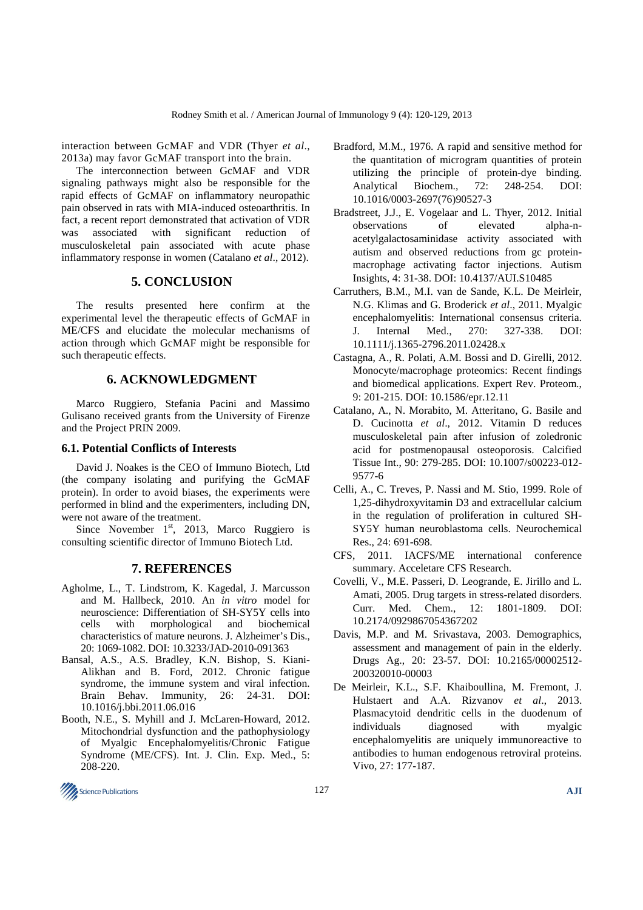interaction between GcMAF and VDR (Thyer *et al*., 2013a) may favor GcMAF transport into the brain.

The interconnection between GcMAF and VDR signaling pathways might also be responsible for the rapid effects of GcMAF on inflammatory neuropathic pain observed in rats with MIA-induced osteoarthritis. In fact, a recent report demonstrated that activation of VDR was associated with significant reduction of musculoskeletal pain associated with acute phase inflammatory response in women (Catalano *et al*., 2012).

## 5. CONCLUSION

The results presented here confirm at the experimental level the therapeutic effects of GcMAF in ME/CFS and elucidate the molecular mechanisms of action through which GcMAF might be responsible for such therapeutic effects.

## 6. ACKNOWLEDGMENT

Marco Ruggiero, Stefania Pacini and Massimo Gulisano received grants from the University of Firenze and the Project PRIN 2009.

### 6.1. Potential Conflicts of Interests

David J. Noakes is the CEO of Immuno Biotech, Ltd (the company isolating and purifying the GcMAF protein). In order to avoid biases, the experiments were performed in blind and the experimenters, including DN, were not aware of the treatment.

Since November 1st, 2013, Marco Ruggiero is consulting scientific director of Immuno Biotech Ltd.

## 7. REFERENCES

Agholme, L., T. Lindstrom, K. Kagedal, J. Marcusson and M. Hallbeck, 2010. An *in vitro* model for neuroscience: Differentiation of SH-SY5Y cells into cells with morphological and biochemical characteristics of mature neurons. J. Alzheimer's Dis., 20: 1069-1082. DOI: 10.3233/JAD-2010-091363

Bansal, A.S., A.S. Bradley, K.N. Bishop, S. Kiani-Alikhan and B. Ford, 2012. Chronic fatigue syndrome, the immune system and viral infection. Brain Behav. Immunity, 26: 24-31. DOI: 10.1016/j.bbi.2011.06.016

Booth, N.E., S. Myhill and J. McLaren-Howard, 2012. Mitochondrial dysfunction and the pathophysiology of Myalgic Encephalomyelitis/Chronic Fatigue Syndrome (ME/CFS). Int. J. Clin. Exp. Med., 5: 208-220.

Bradford, M.M., 1976. A rapid and sensitive method for the quantitation of microgram quantities of protein utilizing the principle of protein-dye binding. Analytical Biochem., 72: 248-254. DOI: 10.1016/0003-2697(76)90527-3

Bradstreet, J.J., E. Vogelaar and L. Thyer, 2012. Initial observations of elevated alpha-n-acetylgalactosaminidase activity associated with autism and observed reductions from gc protein-macrophage activating factor injections. Autism Insights, 4: 31-38. DOI: 10.4137/AUI.S10485

Carruthers, B.M., M.I. van de Sande, K.L. De Meirleir, N.G. Klimas and G. Broderick *et al*., 2011. Myalgic encephalomyelitis: International consensus criteria. J. Internal Med., 270: 327-338. DOI: 10.1111/j.1365-2796.2011.02428.x

Castagna, A., R. Polati, A.M. Bossi and D. Girelli, 2012. Monocyte/macrophage proteomics: Recent findings and biomedical applications. Expert Rev. Proteom., 9: 201-215. DOI: 10.1586/epr.12.11

Catalano, A., N. Morabito, M. Atteritano, G. Basile and D. Cucinotta *et al*., 2012. Vitamin D reduces musculoskeletal pain after infusion of zoledronic acid for postmenopausal osteoporosis. Calcified Tissue Int., 90: 279-285. DOI: 10.1007/s00223-012-9577-6

Celli, A., C. Treves, P. Nassi and M. Stio, 1999. Role of 1,25-dihydroxyvitamin D3 and extracellular calcium in the regulation of proliferation in cultured SH-SY5Y human neuroblastoma cells. Neurochemical Res., 24: 691-698.

CFS, 2011. IACFS/ME international conference summary. Acceletare CFS Research.

Covelli, V., M.E. Passeri, D. Leogrande, E. Jirillo and L. Amati, 2005. Drug targets in stress-related disorders. Curr. Med. Chem., 12: 1801-1809. DOI: 10.2174/0929867054367202

Davis, M.P. and M. Srivastava, 2003. Demographics, assessment and management of pain in the elderly. Drugs Ag., 20: 23-57. DOI: 10.2165/00002512-200320010-00003

De Meirleir, K.L., S.F. Khaiboullina, M. Fremont, J. Hulstaert and A.A. Rizvanov *et al*., 2013. Plasmacytoid dendritic cells in the duodenum of individuals diagnosed with myalgic encephalomyelitis are uniquely immunoreactive to antibodies to human endogenous retroviral proteins. Vivo, 27: 177-187.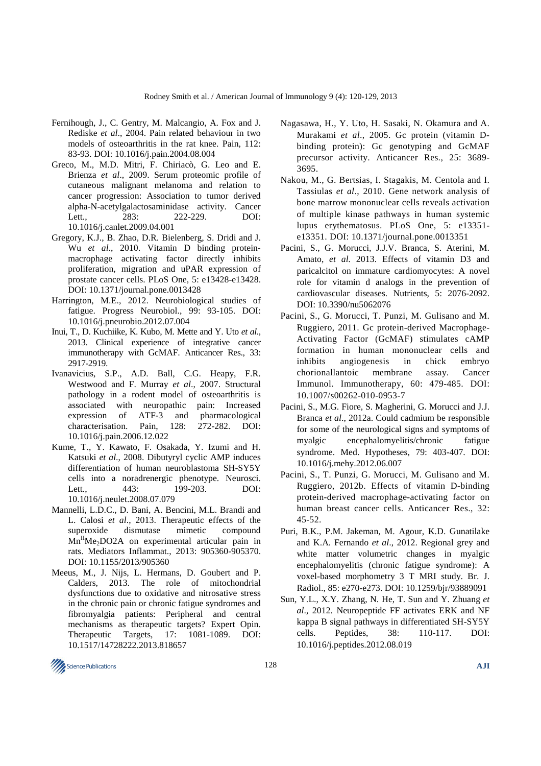Fernihough, J., C. Gentry, M. Malcangio, A. Fox and J. Rediske *et al*., 2004. Pain related behaviour in two models of osteoarthritis in the rat knee. Pain, 112: 83-93. DOI: 10.1016/j.pain.2004.08.004

Greco, M., M.D. Mitri, F. Chiriacò, G. Leo and E. Brienza *et al*., 2009. Serum proteomic profile of cutaneous malignant melanoma and relation to cancer progression: Association to tumor derived alpha-N-acetylgalactosaminidase activity. Cancer Lett., 283: 222-229. DOI: 10.1016/j.canlet.2009.04.001

Gregory, K.J., B. Zhao, D.R. Bielenberg, S. Dridi and J. Wu *et al*., 2010. Vitamin D binding protein-macrophage activating factor directly inhibits proliferation, migration and uPAR expression of prostate cancer cells. PLoS One, 5: e13428-e13428. DOI: 10.1371/journal.pone.0013428

Harrington, M.E., 2012. Neurobiological studies of fatigue. Progress Neurobiol., 99: 93-105. DOI: 10.1016/j.pneurobio.2012.07.004

Inui, T., D. Kuchiike, K. Kubo, M. Mette and Y. Uto *et al*., 2013. Clinical experience of integrative cancer immunotherapy with GcMAF. Anticancer Res., 33: 2917-2919.

Ivanavicius, S.P., A.D. Ball, C.G. Heapy, F.R. Westwood and F. Murray *et al*., 2007. Structural pathology in a rodent model of osteoarthritis is associated with neuropathic pain: Increased expression of ATF-3 and pharmacological characterisation. Pain, 128: 272-282. DOI: 10.1016/j.pain.2006.12.022

Kume, T., Y. Kawato, F. Osakada, Y. Izumi and H. Katsuki *et al*., 2008. Dibutyryl cyclic AMP induces differentiation of human neuroblastoma SH-SY5Y cells into a noradrenergic phenotype. Neurosci. Lett., 443: 199-203. DOI: 10.1016/j.neulet.2008.07.079

Mannelli, L.D.C., D. Bani, A. Bencini, M.L. Brandi and L. Calosi *et al*., 2013. Therapeutic effects of the superoxide dismutase mimetic compound $Mn^{II}Me_2DO2A$ on experimental articular pain in rats. Mediators Inflammat., 2013: 905360-905370. DOI: 10.1155/2013/905360

Meeus, M., J. Nijs, L. Hermans, D. Goubert and P. Calders, 2013. The role of mitochondrial dysfunctions due to oxidative and nitrosative stress in the chronic pain or chronic fatigue syndromes and fibromyalgia patients: Peripheral and central mechanisms as therapeutic targets? Expert Opin. Therapeutic Targets, 17: 1081-1089. DOI: 10.1517/14728222.2013.818657

Nagasawa, H., Y. Uto, H. Sasaki, N. Okamura and A. Murakami *et al*., 2005. Gc protein (vitamin D-binding protein): Gc genotyping and GcMAF precursor activity. Anticancer Res., 25: 3689-3695.

Nakou, M., G. Bertsias, I. Stagakis, M. Centola and I. Tassiulas *et al*., 2010. Gene network analysis of bone marrow mononuclear cells reveals activation of multiple kinase pathways in human systemic lupus erythematosus. PLoS One, 5: e13351-e13351. DOI: 10.1371/journal.pone.0013351

Pacini, S., G. Morucci, J.J.V. Branca, S. Aterini, M. Amato, *et al.* 2013. Effects of vitamin D3 and paricalcitol on immature cardiomyocytes: A novel role for vitamin d analogs in the prevention of cardiovascular diseases. Nutrients, 5: 2076-2092. DOI: 10.3390/nu5062076

Pacini, S., G. Morucci, T. Punzi, M. Gulisano and M. Ruggiero, 2011. Gc protein-derived Macrophage-Activating Factor (GcMAF) stimulates cAMP formation in human mononuclear cells and inhibits angiogenesis in chick embryo chorionallantoic membrane assay. Cancer Immunol. Immunotherapy, 60: 479-485. DOI: 10.1007/s00262-010-0953-7

Pacini, S., M.G. Fiore, S. Magherini, G. Morucci and J.J. Branca *et al*., 2012a. Could cadmium be responsible for some of the neurological signs and symptoms of myalgic encephalomyelitis/chronic fatigue syndrome. Med. Hypotheses, 79: 403-407. DOI: 10.1016/j.mehy.2012.06.007

Pacini, S., T. Punzi, G. Morucci, M. Gulisano and M. Ruggiero, 2012b. Effects of vitamin D-binding protein-derived macrophage-activating factor on human breast cancer cells. Anticancer Res., 32: 45-52.

Puri, B.K., P.M. Jakeman, M. Agour, K.D. Gunatilake and K.A. Fernando *et al*., 2012. Regional grey and white matter volumetric changes in myalgic encephalomyelitis (chronic fatigue syndrome): A voxel-based morphometry 3 T MRI study. Br. J. Radiol., 85: e270-e273. DOI: 10.1259/bjr/93889091

Sun, Y.L., X.Y. Zhang, N. He, T. Sun and Y. Zhuang *et al*., 2012. Neuropeptide FF activates ERK and NF kappa B signal pathways in differentiated SH-SY5Y cells. Peptides, 38: 110-117. DOI: 10.1016/j.peptides.2012.08.019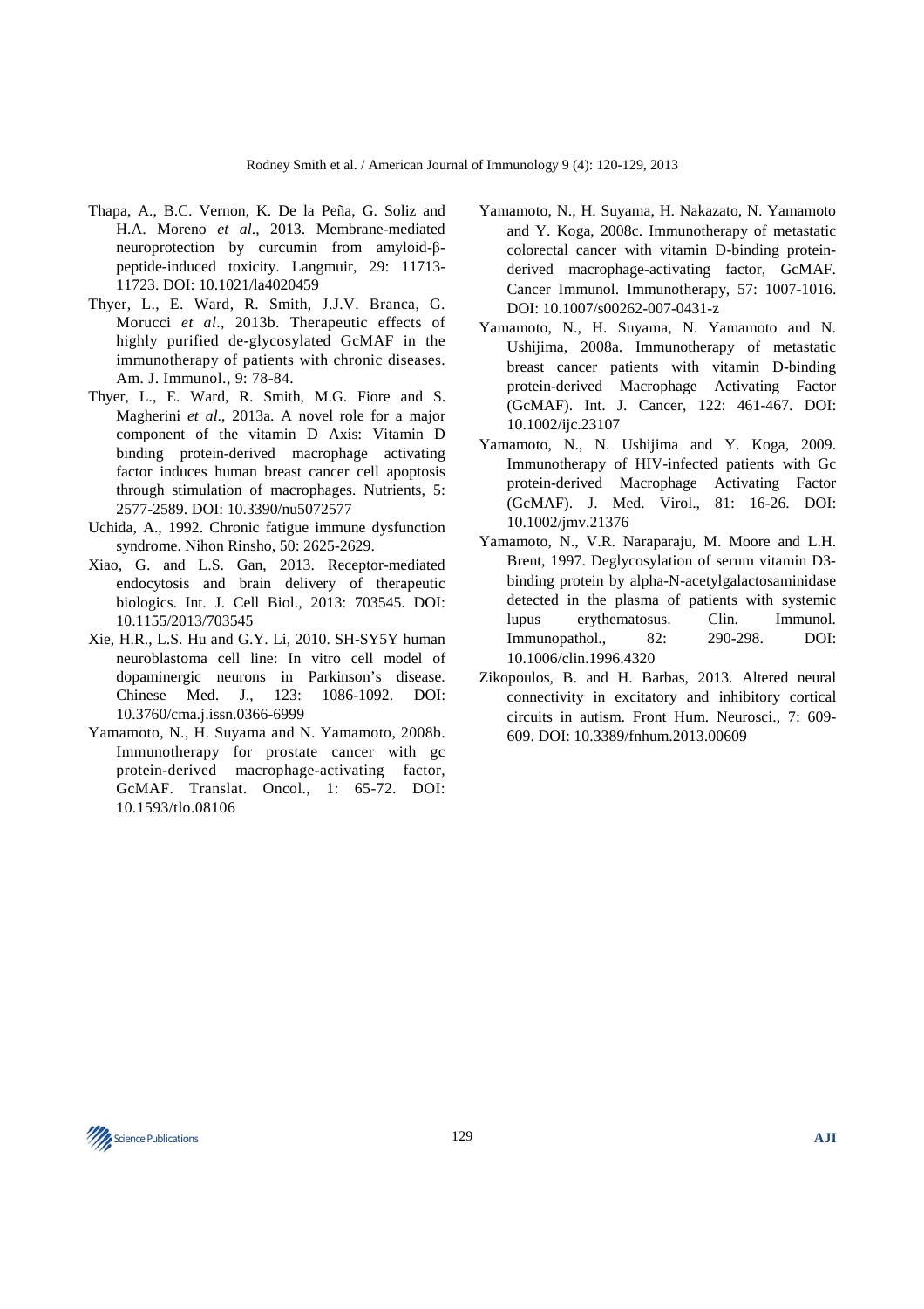Thapa, A., B.C. Vernon, K. De la Peña, G. Soliz and H.A. Moreno *et al*., 2013. Membrane-mediated neuroprotection by curcumin from amyloid-β-peptide-induced toxicity. Langmuir, 29: 11713-11723. DOI: 10.1021/la4020459

Thyer, L., E. Ward, R. Smith, J.J.V. Branca, G. Morucci *et al*., 2013b. Therapeutic effects of highly purified de-glycosylated GcMAF in the immunotherapy of patients with chronic diseases. Am. J. Immunol., 9: 78-84.

Thyer, L., E. Ward, R. Smith, M.G. Fiore and S. Magherini *et al*., 2013a. A novel role for a major component of the vitamin D Axis: Vitamin D binding protein-derived macrophage activating factor induces human breast cancer cell apoptosis through stimulation of macrophages. Nutrients, 5: 2577-2589. DOI: 10.3390/nu5072577

Uchida, A., 1992. Chronic fatigue immune dysfunction syndrome. Nihon Rinsho, 50: 2625-2629.

Xiao, G. and L.S. Gan, 2013. Receptor-mediated endocytosis and brain delivery of therapeutic biologics. Int. J. Cell Biol., 2013: 703545. DOI: 10.1155/2013/703545

Xie, H.R., L.S. Hu and G.Y. Li, 2010. SH-SY5Y human neuroblastoma cell line: In vitro cell model of dopaminergic neurons in Parkinson's disease. Chinese Med. J., 123: 1086-1092. DOI: 10.3760/cma.j.issn.0366-6999

Yamamoto, N., H. Suyama and N. Yamamoto, 2008b. Immunotherapy for prostate cancer with gc protein-derived macrophage-activating factor, GcMAF. Translat. Oncol., 1: 65-72. DOI: 10.1593/tlo.08106

Yamamoto, N., H. Suyama, H. Nakazato, N. Yamamoto and Y. Koga, 2008c. Immunotherapy of metastatic colorectal cancer with vitamin D-binding protein-derived macrophage-activating factor, GcMAF. Cancer Immunol. Immunotherapy, 57: 1007-1016. DOI: 10.1007/s00262-007-0431-z

Yamamoto, N., H. Suyama, N. Yamamoto and N. Ushijima, 2008a. Immunotherapy of metastatic breast cancer patients with vitamin D-binding protein-derived Macrophage Activating Factor (GcMAF). Int. J. Cancer, 122: 461-467. DOI: 10.1002/ijc.23107

Yamamoto, N., N. Ushijima and Y. Koga, 2009. Immunotherapy of HIV-infected patients with Gc protein-derived Macrophage Activating Factor (GcMAF). J. Med. Virol., 81: 16-26. DOI: 10.1002/jmv.21376

Yamamoto, N., V.R. Naraparaju, M. Moore and L.H. Brent, 1997. Deglycosylation of serum vitamin D3-binding protein by alpha-N-acetylgalactosaminidase detected in the plasma of patients with systemic lupus erythematosus. Clin. Immunol. Immunopathol., 82: 290-298. DOI: 10.1006/clin.1996.4320

Zikopoulos, B. and H. Barbas, 2013. Altered neural connectivity in excitatory and inhibitory cortical circuits in autism. Front Hum. Neurosci., 7: 609-609. DOI: 10.3389/fnhum.2013.00609